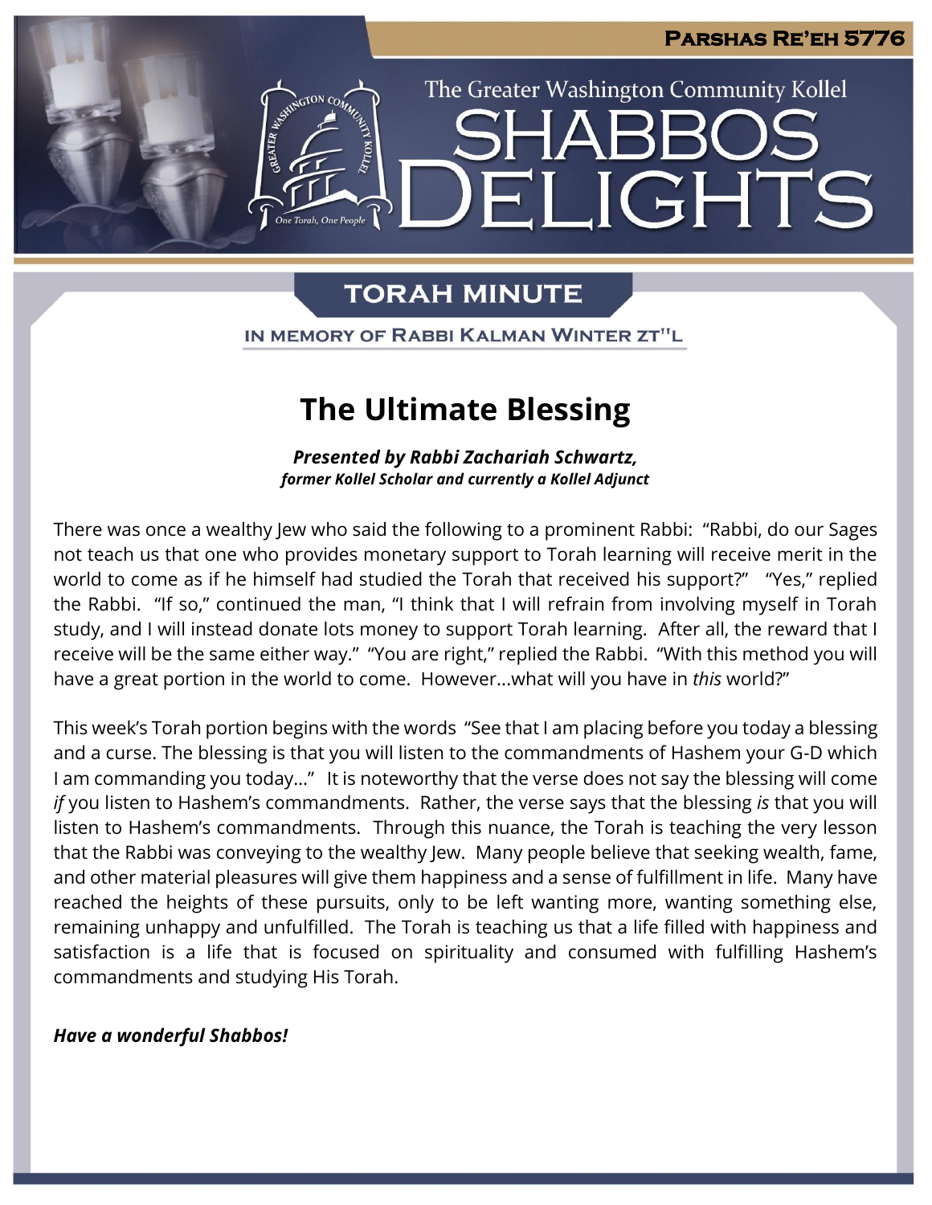**Parshas Re'eh 5776**

The Greater Washington Community Kollel

# Shabbos Delights

## Torah Minute

In memory of Rabbi Kalman Winter zt"l

# The Ultimate Blessing

***Presented by Rabbi Zachariah Schwartz,***
***former Kollel Scholar and currently a Kollel Adjunct***

There was once a wealthy Jew who said the following to a prominent Rabbi: "Rabbi, do our Sages not teach us that one who provides monetary support to Torah learning will receive merit in the world to come as if he himself had studied the Torah that received his support?" "Yes," replied the Rabbi. "If so," continued the man, "I think that I will refrain from involving myself in Torah study, and I will instead donate lots money to support Torah learning. After all, the reward that I receive will be the same either way." "You are right," replied the Rabbi. "With this method you will have a great portion in the world to come. However…what will you have in *this* world?"

This week's Torah portion begins with the words "See that I am placing before you today a blessing and a curse. The blessing is that you will listen to the commandments of Hashem your G-D which I am commanding you today…" It is noteworthy that the verse does not say the blessing will come *if* you listen to Hashem's commandments. Rather, the verse says that the blessing *is* that you will listen to Hashem's commandments. Through this nuance, the Torah is teaching the very lesson that the Rabbi was conveying to the wealthy Jew. Many people believe that seeking wealth, fame, and other material pleasures will give them happiness and a sense of fulfillment in life. Many have reached the heights of these pursuits, only to be left wanting more, wanting something else, remaining unhappy and unfulfilled. The Torah is teaching us that a life filled with happiness and satisfaction is a life that is focused on spirituality and consumed with fulfilling Hashem's commandments and studying His Torah.

***Have a wonderful Shabbos!***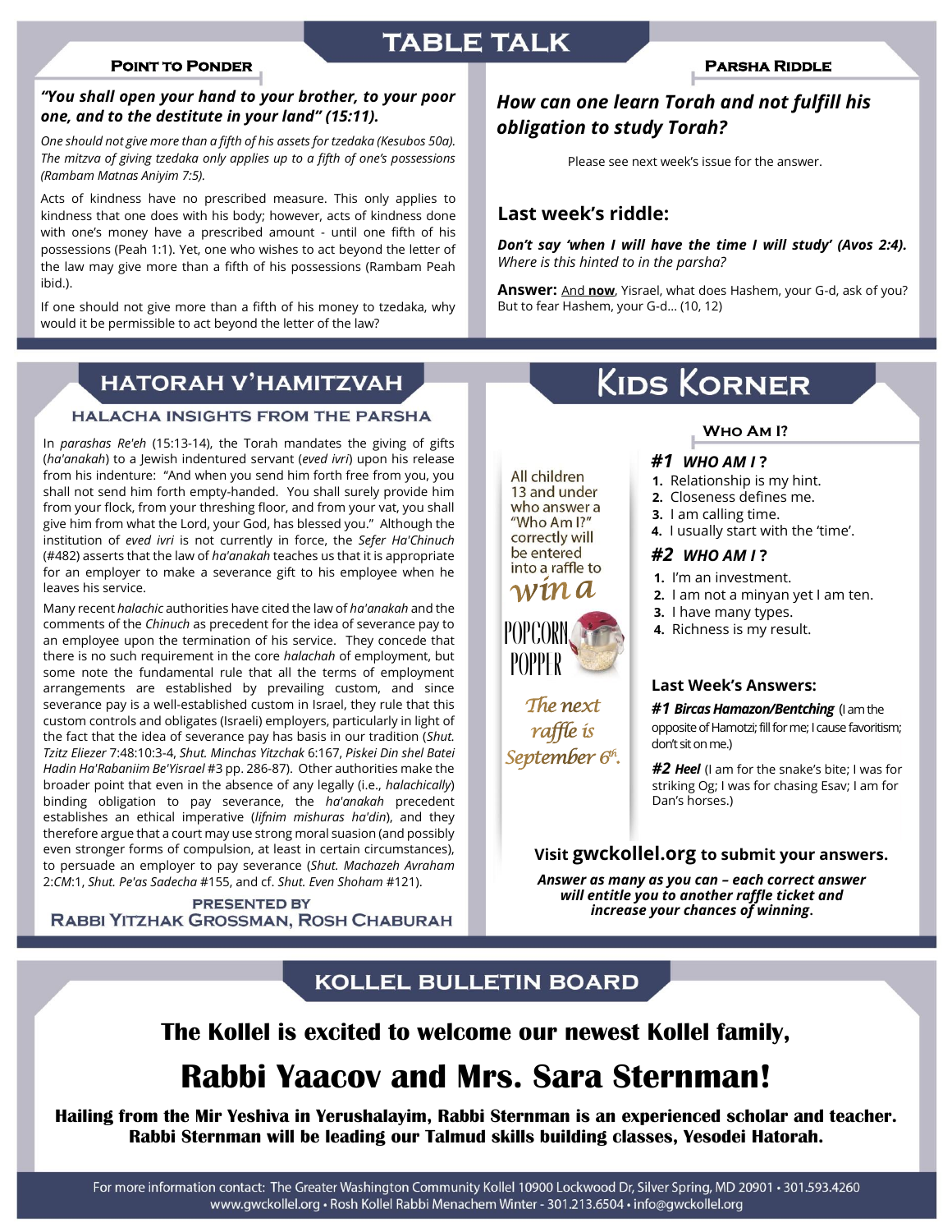# TABLE TALK

## Point to Ponder

***"You shall open your hand to your brother, to your poor one, and to the destitute in your land" (15:11).***

*One should not give more than a fifth of his assets for tzedaka (Kesubos 50a). The mitzva of giving tzedaka only applies up to a fifth of one's possessions (Rambam Matnas Aniyim 7:5).*

Acts of kindness have no prescribed measure. This only applies to kindness that one does with his body; however, acts of kindness done with one's money have a prescribed amount - until one fifth of his possessions (Peah 1:1). Yet, one who wishes to act beyond the letter of the law may give more than a fifth of his possessions (Rambam Peah ibid.).

If one should not give more than a fifth of his money to tzedaka, why would it be permissible to act beyond the letter of the law?

## Parsha Riddle

***How can one learn Torah and not fulfill his obligation to study Torah?***

Please see next week's issue for the answer.

### Last week's riddle:

***Don't say 'when I will have the time I will study' (Avos 2:4).*** *Where is this hinted to in the parsha?*

**Answer:** And **now**, Yisrael, what does Hashem, your G-d, ask of you? But to fear Hashem, your G-d... (10, 12)

# HATORAH V'HAMITZVAH

## HALACHA INSIGHTS FROM THE PARSHA

In *parashas Re'eh* (15:13-14), the Torah mandates the giving of gifts (*ha'anakah*) to a Jewish indentured servant (*eved ivri*) upon his release from his indenture: "And when you send him forth free from you, you shall not send him forth empty-handed. You shall surely provide him from your flock, from your threshing floor, and from your vat, you shall give him from what the Lord, your God, has blessed you." Although the institution of *eved ivri* is not currently in force, the *Sefer Ha'Chinuch* (#482) asserts that the law of *ha'anakah* teaches us that it is appropriate for an employer to make a severance gift to his employee when he leaves his service.

Many recent *halachic* authorities have cited the law of *ha'anakah* and the comments of the *Chinuch* as precedent for the idea of severance pay to an employee upon the termination of his service. They concede that there is no such requirement in the core *halachah* of employment, but some note the fundamental rule that all the terms of employment arrangements are established by prevailing custom, and since severance pay is a well-established custom in Israel, they rule that this custom controls and obligates (Israeli) employers, particularly in light of the fact that the idea of severance pay has basis in our tradition (*Shut. Tzitz Eliezer* 7:48:10:3-4, *Shut. Minchas Yitzchak* 6:167, *Piskei Din shel Batei Hadin Ha'Rabaniim Be'Yisrael* #3 pp. 286-87). Other authorities make the broader point that even in the absence of any legally (i.e., *halachically*) binding obligation to pay severance, the *ha'anakah* precedent establishes an ethical imperative (*lifnim mishuras ha'din*), and they therefore argue that a court may use strong moral suasion (and possibly even stronger forms of compulsion, at least in certain circumstances), to persuade an employer to pay severance (*Shut. Machazeh Avraham* 2:*CM*:1, *Shut. Pe'as Sadecha* #155, and cf. *Shut. Even Shoham* #121).

PRESENTED BY
RABBI YITZHAK GROSSMAN, ROSH CHABURAH

# Kids Korner

All children 13 and under who answer a "Who Am I?" correctly will be entered into a raffle to *win a* POPCORN POPPER

*The next raffle is September 6th.*

## Who Am I?

### #1 WHO AM I ?

1. Relationship is my hint.
2. Closeness defines me.
3. I am calling time.
4. I usually start with the 'time'.

### #2 WHO AM I ?

1. I'm an investment.
2. I am not a minyan yet I am ten.
3. I have many types.
4. Richness is my result.

### Last Week's Answers:

***#1 Bircas Hamazon/Bentching*** (I am the opposite of Hamotzi; fill for me; I cause favoritism; don't sit on me.)

***#2 Heel*** (I am for the snake's bite; I was for striking Og; I was for chasing Esav; I am for Dan's horses.)

**Visit gwckollel.org to submit your answers.**

***Answer as many as you can – each correct answer will entitle you to another raffle ticket and increase your chances of winning.***

# KOLLEL BULLETIN BOARD

**The Kollel is excited to welcome our newest Kollel family,**

## Rabbi Yaacov and Mrs. Sara Sternman!

**Hailing from the Mir Yeshiva in Yerushalayim, Rabbi Sternman is an experienced scholar and teacher. Rabbi Sternman will be leading our Talmud skills building classes, Yesodei Hatorah.**

For more information contact: The Greater Washington Community Kollel 10900 Lockwood Dr, Silver Spring, MD 20901 • 301.593.4260
www.gwckollel.org • Rosh Kollel Rabbi Menachem Winter - 301.213.6504 • info@gwckollel.org